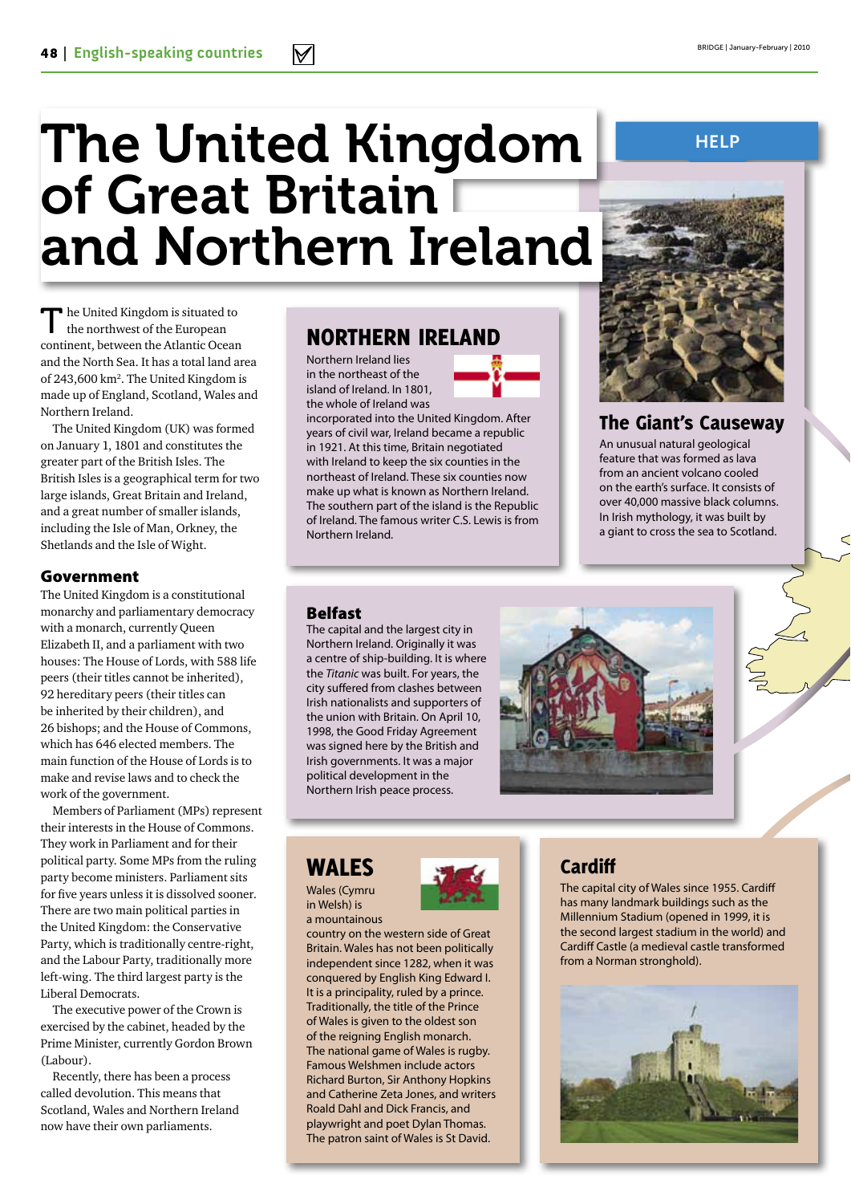# The United Kingdom of Great Britain and Northern Ireland

The United Kingdom is situated to the northwest of the European continent, between the Atlantic Ocean and the North Sea. It has a total land area of 243,600 km². The United Kingdom is made up of England, Scotland, Wales and Northern Ireland.

The United Kingdom (UK) was formed on January 1, 1801 and constitutes the greater part of the British Isles. The British Isles is a geographical term for two large islands, Great Britain and Ireland, and a great number of smaller islands, including the Isle of Man, Orkney, the Shetlands and the Isle of Wight.

### Government

The United Kingdom is a constitutional monarchy and parliamentary democracy with a monarch, currently Queen Elizabeth II, and a parliament with two houses: The House of Lords, with 588 life peers (their titles cannot be inherited), 92 hereditary peers (their titles can be inherited by their children), and 26 bishops; and the House of Commons, which has 646 elected members. The main function of the House of Lords is to make and revise laws and to check the work of the government.

Members of Parliament (MPs) represent their interests in the House of Commons. They work in Parliament and for their political party. Some MPs from the ruling party become ministers. Parliament sits for five years unless it is dissolved sooner. There are two main political parties in the United Kingdom: the Conservative Party, which is traditionally centre-right, and the Labour Party, traditionally more left-wing. The third largest party is the Liberal Democrats.

The executive power of the Crown is exercised by the cabinet, headed by the Prime Minister, currently Gordon Brown (Labour).

Recently, there has been a process called devolution. This means that Scotland, Wales and Northern Ireland now have their own parliaments.

## NORTHERN IRELAND

Northern Ireland lies in the northeast of the island of Ireland. In 1801, the whole of Ireland was incorporated into the United Kingdom. After years of civil war, Ireland became a republic in 1921. At this time, Britain negotiated with Ireland to keep the six counties in the northeast of Ireland. These six counties now make up what is known as Northern Ireland. The southern part of the island is the Republic of Ireland. The famous writer C.S. Lewis is from Northern Ireland.

### HELP

### The Giant's Causeway

An unusual natural geological feature that was formed as lava from an ancient volcano cooled on the earth's surface. It consists of over 40,000 massive black columns. In Irish mythology, it was built by a giant to cross the sea to Scotland.

### Belfast

The capital and the largest city in Northern Ireland. Originally it was a centre of ship-building. It is where the *Titanic* was built. For years, the city suffered from clashes between Irish nationalists and supporters of the union with Britain. On April 10, 1998, the Good Friday Agreement was signed here by the British and Irish governments. It was a major political development in the Northern Irish peace process.

## WALES

Wales (Cymru in Welsh) is a mountainous country on the western side of Great Britain. Wales has not been politically independent since 1282, when it was conquered by English King Edward I. It is a principality, ruled by a prince. Traditionally, the title of the Prince of Wales is given to the oldest son of the reigning English monarch. The national game of Wales is rugby. Famous Welshmen include actors Richard Burton, Sir Anthony Hopkins and Catherine Zeta Jones, and writers Roald Dahl and Dick Francis, and playwright and poet Dylan Thomas. The patron saint of Wales is St David.

### Cardiff

The capital city of Wales since 1955. Cardiff has many landmark buildings such as the Millennium Stadium (opened in 1999, it is the second largest stadium in the world) and Cardiff Castle (a medieval castle transformed from a Norman stronghold).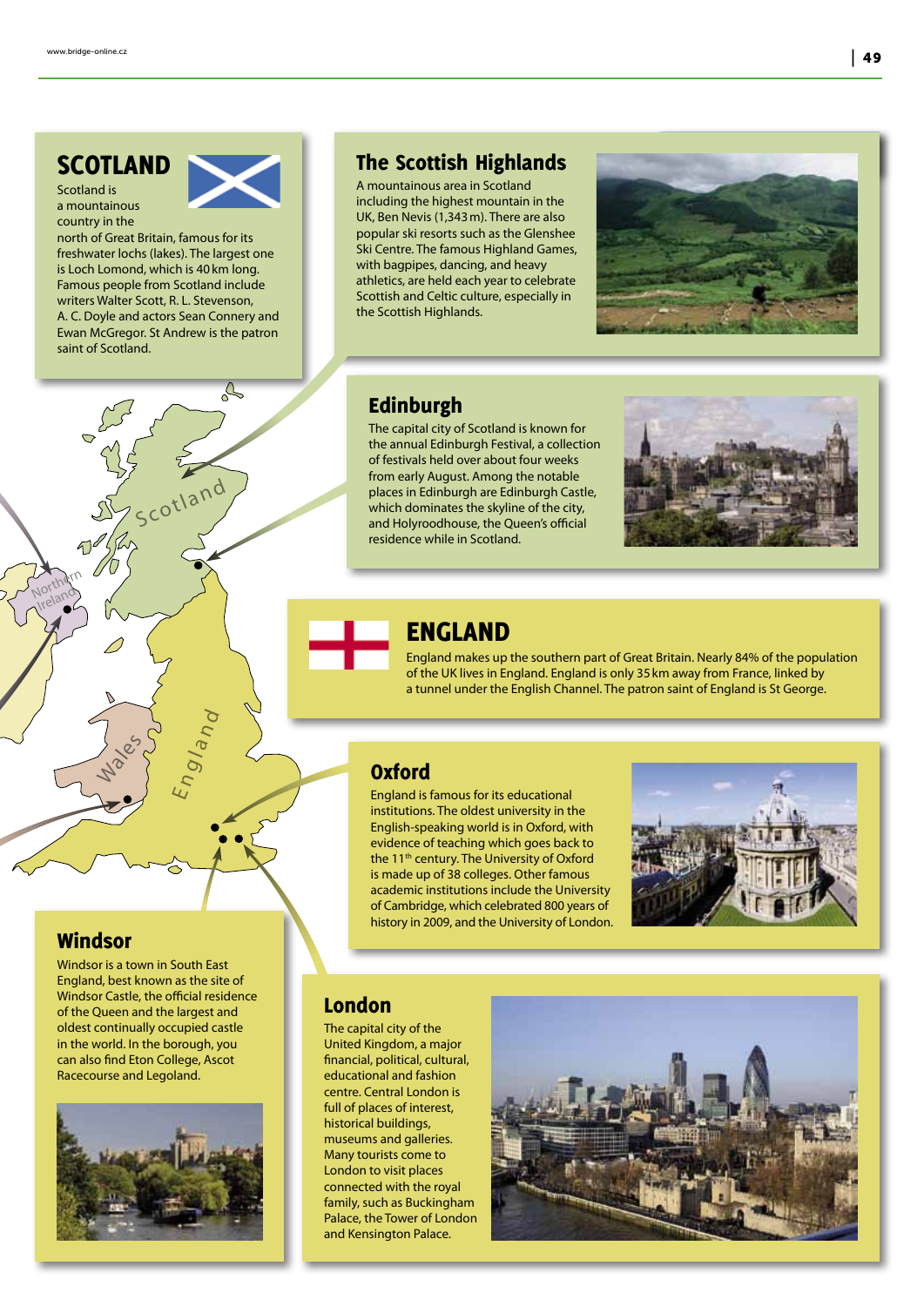## SCOTLAND

Scotland is a mountainous country in the north of Great Britain, famous for its freshwater lochs (lakes). The largest one is Loch Lomond, which is 40 km long. Famous people from Scotland include writers Walter Scott, R. L. Stevenson, A. C. Doyle and actors Sean Connery and Ewan McGregor. St Andrew is the patron saint of Scotland.

### The Scottish Highlands

A mountainous area in Scotland including the highest mountain in the UK, Ben Nevis (1,343 m). There are also popular ski resorts such as the Glenshee Ski Centre. The famous Highland Games, with bagpipes, dancing, and heavy athletics, are held each year to celebrate Scottish and Celtic culture, especially in the Scottish Highlands.

### Edinburgh

The capital city of Scotland is known for the annual Edinburgh Festival, a collection of festivals held over about four weeks from early August. Among the notable places in Edinburgh are Edinburgh Castle, which dominates the skyline of the city, and Holyroodhouse, the Queen's official residence while in Scotland.

Scotland

Northern Ireland

Wales

England

## ENGLAND

England makes up the southern part of Great Britain. Nearly 84% of the population of the UK lives in England. England is only 35 km away from France, linked by a tunnel under the English Channel. The patron saint of England is St George.

### Oxford

England is famous for its educational institutions. The oldest university in the English-speaking world is in Oxford, with evidence of teaching which goes back to the 11th century. The University of Oxford is made up of 38 colleges. Other famous academic institutions include the University of Cambridge, which celebrated 800 years of history in 2009, and the University of London.

### Windsor

Windsor is a town in South East England, best known as the site of Windsor Castle, the official residence of the Queen and the largest and oldest continually occupied castle in the world. In the borough, you can also find Eton College, Ascot Racecourse and Legoland.

### London

The capital city of the United Kingdom, a major financial, political, cultural, educational and fashion centre. Central London is full of places of interest, historical buildings, museums and galleries. Many tourists come to London to visit places connected with the royal family, such as Buckingham Palace, the Tower of London and Kensington Palace.